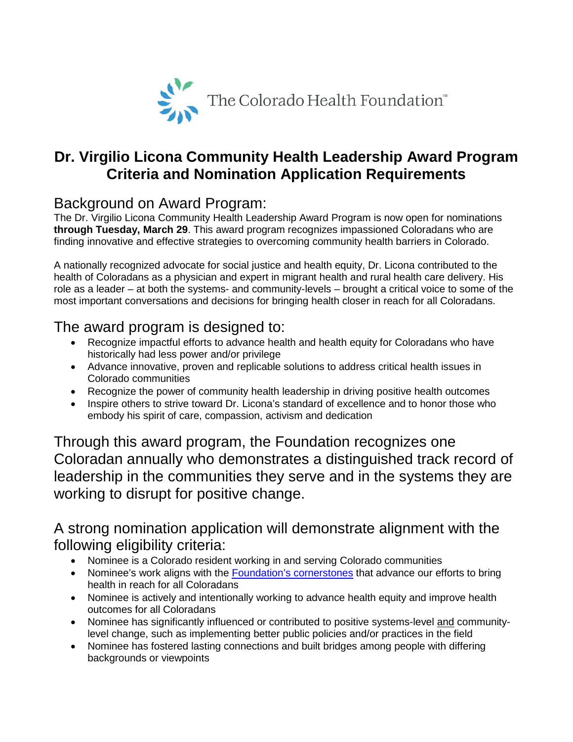The Colorado Health Foundation™

# Dr. Virgilio Licona Community Health Leadership Award Program Criteria and Nomination Application Requirements

## Background on Award Program:

The Dr. Virgilio Licona Community Health Leadership Award Program is now open for nominations **through Tuesday, March 29**. This award program recognizes impassioned Coloradans who are finding innovative and effective strategies to overcoming community health barriers in Colorado.

A nationally recognized advocate for social justice and health equity, Dr. Licona contributed to the health of Coloradans as a physician and expert in migrant health and rural health care delivery. His role as a leader – at both the systems- and community-levels – brought a critical voice to some of the most important conversations and decisions for bringing health closer in reach for all Coloradans.

## The award program is designed to:

- Recognize impactful efforts to advance health and health equity for Coloradans who have historically had less power and/or privilege
- Advance innovative, proven and replicable solutions to address critical health issues in Colorado communities
- Recognize the power of community health leadership in driving positive health outcomes
- Inspire others to strive toward Dr. Licona's standard of excellence and to honor those who embody his spirit of care, compassion, activism and dedication

## Through this award program, the Foundation recognizes one Coloradan annually who demonstrates a distinguished track record of leadership in the communities they serve and in the systems they are working to disrupt for positive change.

## A strong nomination application will demonstrate alignment with the following eligibility criteria:

- Nominee is a Colorado resident working in and serving Colorado communities
- Nominee's work aligns with the [Foundation's cornerstones]() that advance our efforts to bring health in reach for all Coloradans
- Nominee is actively and intentionally working to advance health equity and improve health outcomes for all Coloradans
- Nominee has significantly influenced or contributed to positive systems-level and community-level change, such as implementing better public policies and/or practices in the field
- Nominee has fostered lasting connections and built bridges among people with differing backgrounds or viewpoints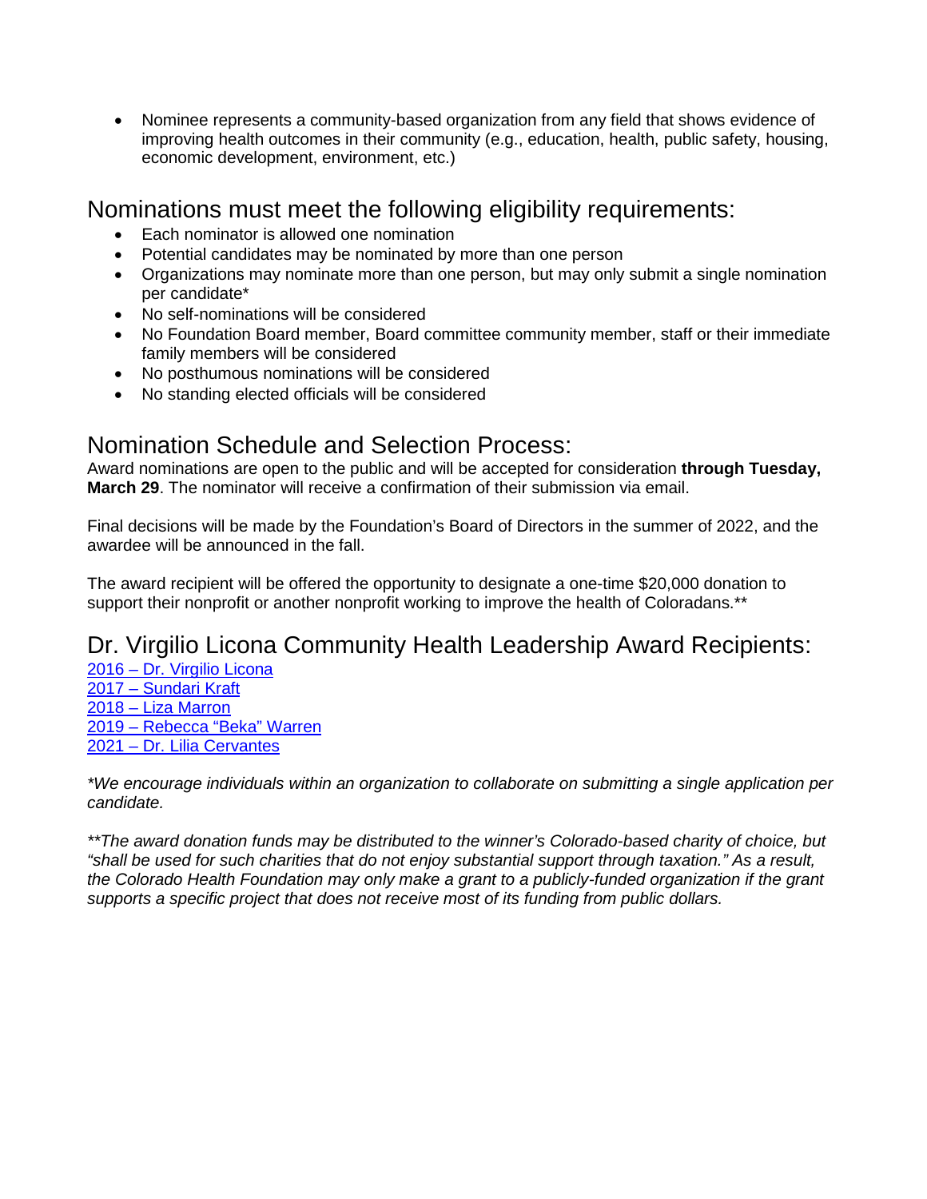- Nominee represents a community-based organization from any field that shows evidence of improving health outcomes in their community (e.g., education, health, public safety, housing, economic development, environment, etc.)

## Nominations must meet the following eligibility requirements:

- Each nominator is allowed one nomination
- Potential candidates may be nominated by more than one person
- Organizations may nominate more than one person, but may only submit a single nomination per candidate*
- No self-nominations will be considered
- No Foundation Board member, Board committee community member, staff or their immediate family members will be considered
- No posthumous nominations will be considered
- No standing elected officials will be considered

## Nomination Schedule and Selection Process:

Award nominations are open to the public and will be accepted for consideration **through Tuesday, March 29**. The nominator will receive a confirmation of their submission via email.

Final decisions will be made by the Foundation's Board of Directors in the summer of 2022, and the awardee will be announced in the fall.

The award recipient will be offered the opportunity to designate a one-time $20,000 donation to support their nonprofit or another nonprofit working to improve the health of Coloradans.**

## Dr. Virgilio Licona Community Health Leadership Award Recipients:

2016 – Dr. Virgilio Licona
2017 – Sundari Kraft
2018 – Liza Marron
2019 – Rebecca "Beka" Warren
2021 – Dr. Lilia Cervantes

*\*We encourage individuals within an organization to collaborate on submitting a single application per candidate.*

*\*\*The award donation funds may be distributed to the winner's Colorado-based charity of choice, but "shall be used for such charities that do not enjoy substantial support through taxation." As a result, the Colorado Health Foundation may only make a grant to a publicly-funded organization if the grant supports a specific project that does not receive most of its funding from public dollars.*